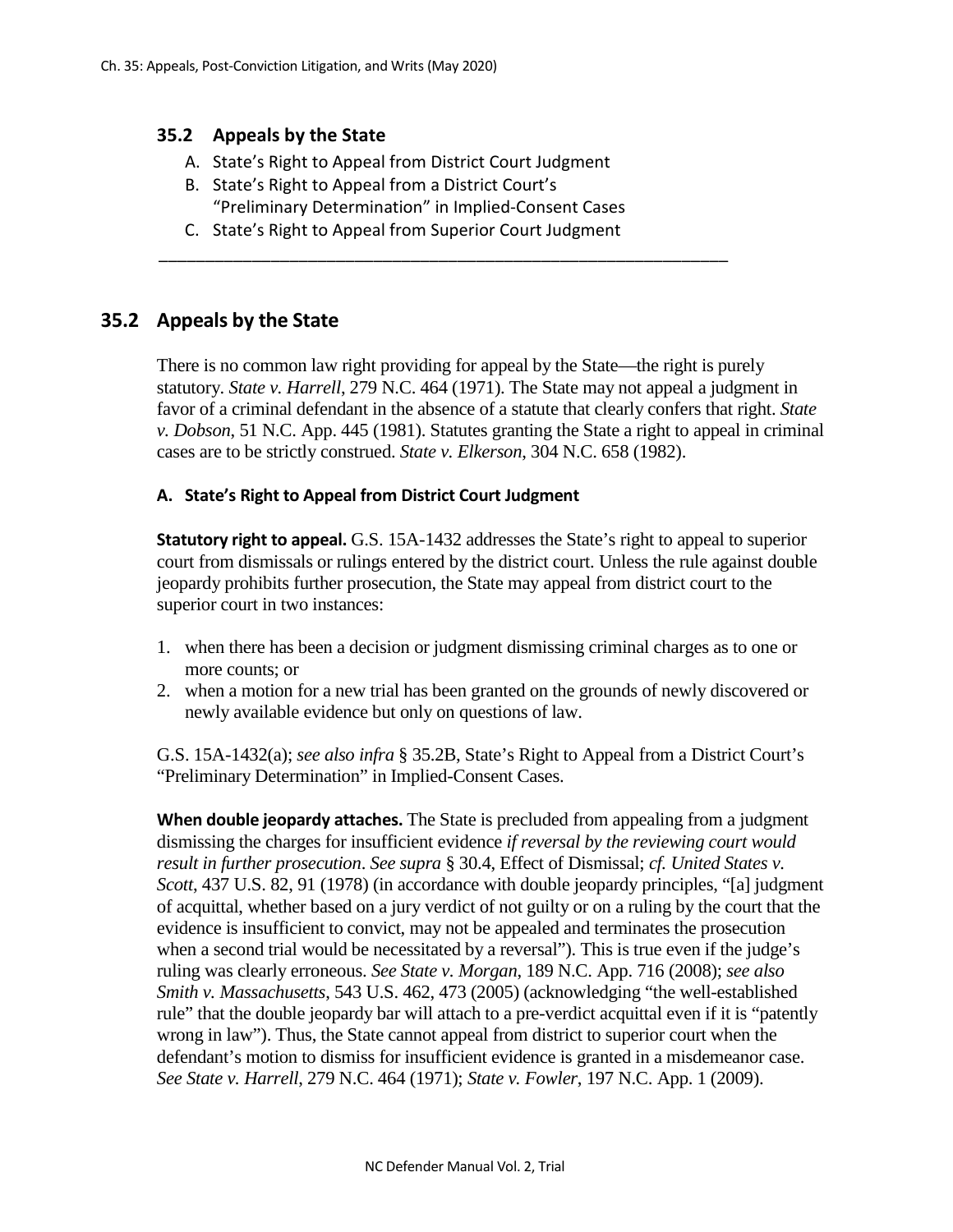## 35.2 Appeals by the State

A. State's Right to Appeal from District Court Judgment
B. State's Right to Appeal from a District Court's "Preliminary Determination" in Implied-Consent Cases
C. State's Right to Appeal from Superior Court Judgment

---

## 35.2 Appeals by the State

There is no common law right providing for appeal by the State—the right is purely statutory. *State v. Harrell*, 279 N.C. 464 (1971). The State may not appeal a judgment in favor of a criminal defendant in the absence of a statute that clearly confers that right. *State v. Dobson*, 51 N.C. App. 445 (1981). Statutes granting the State a right to appeal in criminal cases are to be strictly construed. *State v. Elkerson*, 304 N.C. 658 (1982).

### A. State's Right to Appeal from District Court Judgment

**Statutory right to appeal.** G.S. 15A-1432 addresses the State's right to appeal to superior court from dismissals or rulings entered by the district court. Unless the rule against double jeopardy prohibits further prosecution, the State may appeal from district court to the superior court in two instances:

1. when there has been a decision or judgment dismissing criminal charges as to one or more counts; or
2. when a motion for a new trial has been granted on the grounds of newly discovered or newly available evidence but only on questions of law.

G.S. 15A-1432(a); *see also infra* § 35.2B, State's Right to Appeal from a District Court's "Preliminary Determination" in Implied-Consent Cases.

**When double jeopardy attaches.** The State is precluded from appealing from a judgment dismissing the charges for insufficient evidence *if reversal by the reviewing court would result in further prosecution*. *See supra* § 30.4, Effect of Dismissal; *cf. United States v. Scott*, 437 U.S. 82, 91 (1978) (in accordance with double jeopardy principles, "[a] judgment of acquittal, whether based on a jury verdict of not guilty or on a ruling by the court that the evidence is insufficient to convict, may not be appealed and terminates the prosecution when a second trial would be necessitated by a reversal"). This is true even if the judge's ruling was clearly erroneous. *See State v. Morgan*, 189 N.C. App. 716 (2008); *see also Smith v. Massachusetts*, 543 U.S. 462, 473 (2005) (acknowledging "the well-established rule" that the double jeopardy bar will attach to a pre-verdict acquittal even if it is "patently wrong in law"). Thus, the State cannot appeal from district to superior court when the defendant's motion to dismiss for insufficient evidence is granted in a misdemeanor case. *See State v. Harrell*, 279 N.C. 464 (1971); *State v. Fowler*, 197 N.C. App. 1 (2009).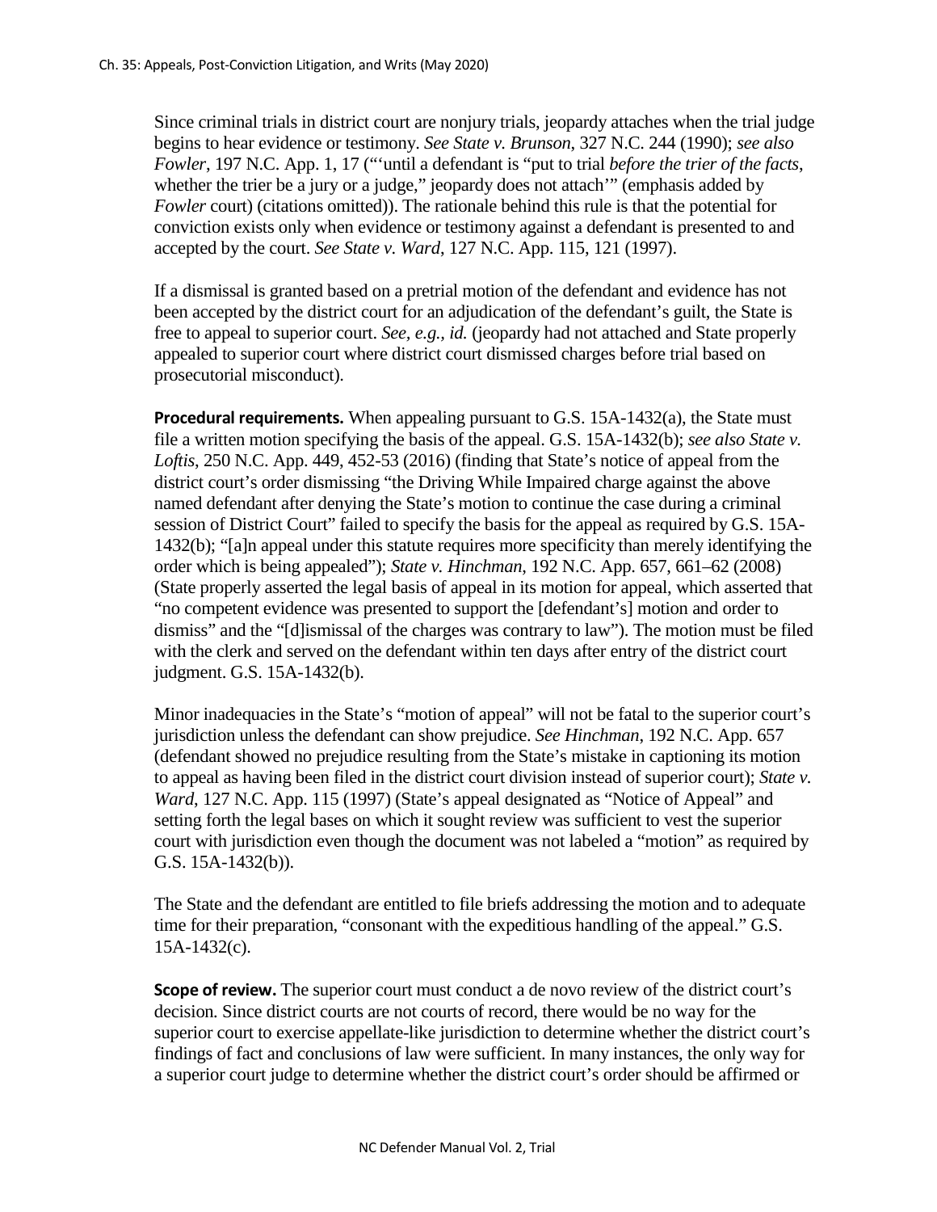Since criminal trials in district court are nonjury trials, jeopardy attaches when the trial judge begins to hear evidence or testimony. *See State v. Brunson*, 327 N.C. 244 (1990); *see also Fowler*, 197 N.C. App. 1, 17 ("'until a defendant is "put to trial *before the trier of the facts*, whether the trier be a jury or a judge," jeopardy does not attach'" (emphasis added by *Fowler* court) (citations omitted)). The rationale behind this rule is that the potential for conviction exists only when evidence or testimony against a defendant is presented to and accepted by the court. *See State v. Ward*, 127 N.C. App. 115, 121 (1997).

If a dismissal is granted based on a pretrial motion of the defendant and evidence has not been accepted by the district court for an adjudication of the defendant's guilt, the State is free to appeal to superior court. *See, e.g., id.* (jeopardy had not attached and State properly appealed to superior court where district court dismissed charges before trial based on prosecutorial misconduct).

**Procedural requirements.** When appealing pursuant to G.S. 15A-1432(a), the State must file a written motion specifying the basis of the appeal. G.S. 15A-1432(b); *see also State v. Loftis*, 250 N.C. App. 449, 452-53 (2016) (finding that State's notice of appeal from the district court's order dismissing "the Driving While Impaired charge against the above named defendant after denying the State's motion to continue the case during a criminal session of District Court" failed to specify the basis for the appeal as required by G.S. 15A-1432(b); "[a]n appeal under this statute requires more specificity than merely identifying the order which is being appealed"); *State v. Hinchman*, 192 N.C. App. 657, 661–62 (2008) (State properly asserted the legal basis of appeal in its motion for appeal, which asserted that "no competent evidence was presented to support the [defendant's] motion and order to dismiss" and the "[d]ismissal of the charges was contrary to law"). The motion must be filed with the clerk and served on the defendant within ten days after entry of the district court judgment. G.S. 15A-1432(b).

Minor inadequacies in the State's "motion of appeal" will not be fatal to the superior court's jurisdiction unless the defendant can show prejudice. *See Hinchman*, 192 N.C. App. 657 (defendant showed no prejudice resulting from the State's mistake in captioning its motion to appeal as having been filed in the district court division instead of superior court); *State v. Ward*, 127 N.C. App. 115 (1997) (State's appeal designated as "Notice of Appeal" and setting forth the legal bases on which it sought review was sufficient to vest the superior court with jurisdiction even though the document was not labeled a "motion" as required by G.S. 15A-1432(b)).

The State and the defendant are entitled to file briefs addressing the motion and to adequate time for their preparation, "consonant with the expeditious handling of the appeal." G.S. 15A-1432(c).

**Scope of review.** The superior court must conduct a de novo review of the district court's decision. Since district courts are not courts of record, there would be no way for the superior court to exercise appellate-like jurisdiction to determine whether the district court's findings of fact and conclusions of law were sufficient. In many instances, the only way for a superior court judge to determine whether the district court's order should be affirmed or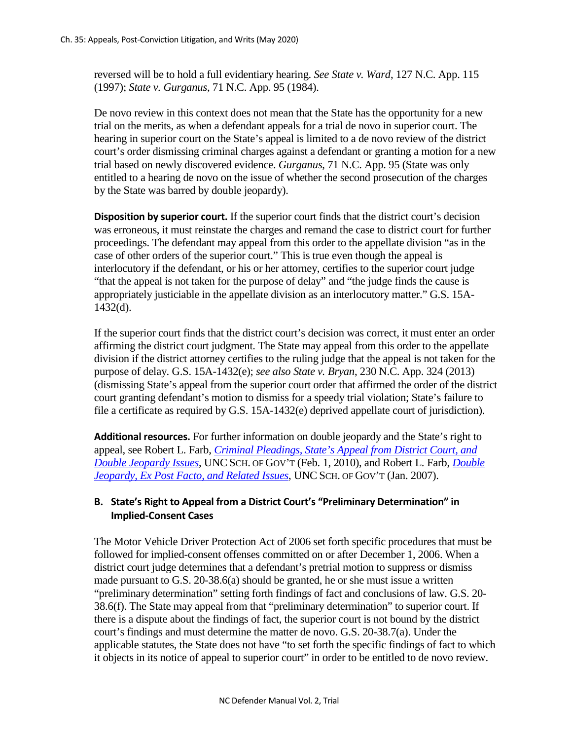reversed will be to hold a full evidentiary hearing. *See State v. Ward*, 127 N.C. App. 115 (1997); *State v. Gurganus*, 71 N.C. App. 95 (1984).

De novo review in this context does not mean that the State has the opportunity for a new trial on the merits, as when a defendant appeals for a trial de novo in superior court. The hearing in superior court on the State's appeal is limited to a de novo review of the district court's order dismissing criminal charges against a defendant or granting a motion for a new trial based on newly discovered evidence. *Gurganus*, 71 N.C. App. 95 (State was only entitled to a hearing de novo on the issue of whether the second prosecution of the charges by the State was barred by double jeopardy).

**Disposition by superior court.** If the superior court finds that the district court's decision was erroneous, it must reinstate the charges and remand the case to district court for further proceedings. The defendant may appeal from this order to the appellate division "as in the case of other orders of the superior court." This is true even though the appeal is interlocutory if the defendant, or his or her attorney, certifies to the superior court judge "that the appeal is not taken for the purpose of delay" and "the judge finds the cause is appropriately justiciable in the appellate division as an interlocutory matter." G.S. 15A-1432(d).

If the superior court finds that the district court's decision was correct, it must enter an order affirming the district court judgment. The State may appeal from this order to the appellate division if the district attorney certifies to the ruling judge that the appeal is not taken for the purpose of delay. G.S. 15A-1432(e); *see also State v. Bryan*, 230 N.C. App. 324 (2013) (dismissing State's appeal from the superior court order that affirmed the order of the district court granting defendant's motion to dismiss for a speedy trial violation; State's failure to file a certificate as required by G.S. 15A-1432(e) deprived appellate court of jurisdiction).

**Additional resources.** For further information on double jeopardy and the State's right to appeal, see Robert L. Farb, *Criminal Pleadings, State's Appeal from District Court, and Double Jeopardy Issues*, UNC SCH. OF GOV'T (Feb. 1, 2010), and Robert L. Farb, *Double Jeopardy, Ex Post Facto, and Related Issues*, UNC SCH. OF GOV'T (Jan. 2007).

### B. State's Right to Appeal from a District Court's "Preliminary Determination" in Implied-Consent Cases

The Motor Vehicle Driver Protection Act of 2006 set forth specific procedures that must be followed for implied-consent offenses committed on or after December 1, 2006. When a district court judge determines that a defendant's pretrial motion to suppress or dismiss made pursuant to G.S. 20-38.6(a) should be granted, he or she must issue a written "preliminary determination" setting forth findings of fact and conclusions of law. G.S. 20-38.6(f). The State may appeal from that "preliminary determination" to superior court. If there is a dispute about the findings of fact, the superior court is not bound by the district court's findings and must determine the matter de novo. G.S. 20-38.7(a). Under the applicable statutes, the State does not have "to set forth the specific findings of fact to which it objects in its notice of appeal to superior court" in order to be entitled to de novo review.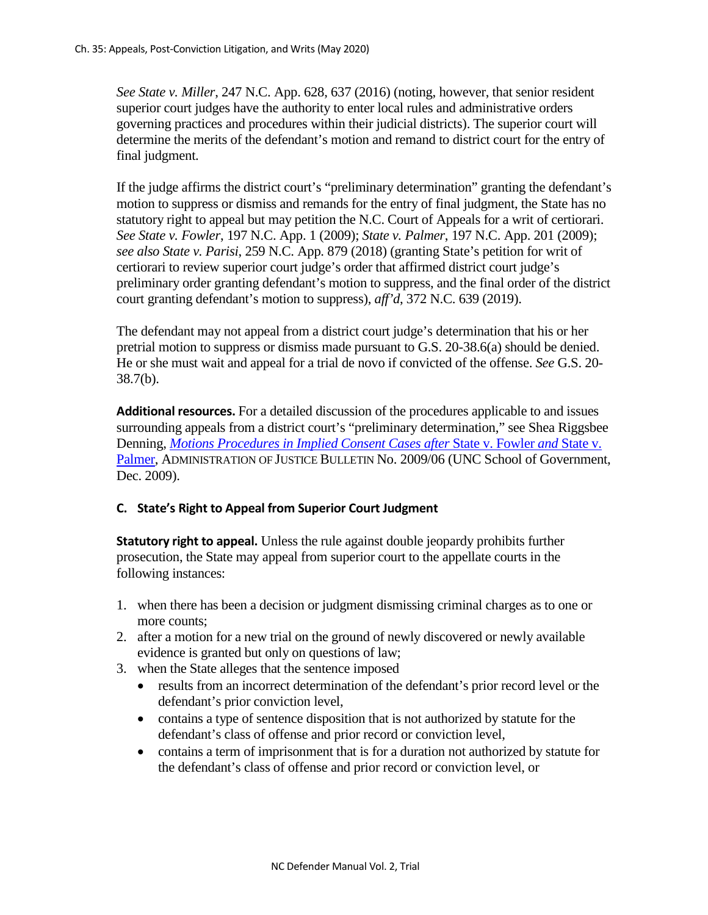*See State v. Miller*, 247 N.C. App. 628, 637 (2016) (noting, however, that senior resident superior court judges have the authority to enter local rules and administrative orders governing practices and procedures within their judicial districts). The superior court will determine the merits of the defendant's motion and remand to district court for the entry of final judgment.

If the judge affirms the district court's "preliminary determination" granting the defendant's motion to suppress or dismiss and remands for the entry of final judgment, the State has no statutory right to appeal but may petition the N.C. Court of Appeals for a writ of certiorari. *See State v. Fowler*, 197 N.C. App. 1 (2009); *State v. Palmer*, 197 N.C. App. 201 (2009); *see also State v. Parisi*, 259 N.C. App. 879 (2018) (granting State's petition for writ of certiorari to review superior court judge's order that affirmed district court judge's preliminary order granting defendant's motion to suppress, and the final order of the district court granting defendant's motion to suppress), *aff'd*, 372 N.C. 639 (2019).

The defendant may not appeal from a district court judge's determination that his or her pretrial motion to suppress or dismiss made pursuant to G.S. 20-38.6(a) should be denied. He or she must wait and appeal for a trial de novo if convicted of the offense. *See* G.S. 20-38.7(b).

**Additional resources.** For a detailed discussion of the procedures applicable to and issues surrounding appeals from a district court's "preliminary determination," see Shea Riggsbee Denning, *Motions Procedures in Implied Consent Cases after* State v. Fowler *and* State v. Palmer, ADMINISTRATION OF JUSTICE BULLETIN No. 2009/06 (UNC School of Government, Dec. 2009).

### C. State's Right to Appeal from Superior Court Judgment

**Statutory right to appeal.** Unless the rule against double jeopardy prohibits further prosecution, the State may appeal from superior court to the appellate courts in the following instances:

1. when there has been a decision or judgment dismissing criminal charges as to one or more counts;
2. after a motion for a new trial on the ground of newly discovered or newly available evidence is granted but only on questions of law;
3. when the State alleges that the sentence imposed
   - results from an incorrect determination of the defendant's prior record level or the defendant's prior conviction level,
   - contains a type of sentence disposition that is not authorized by statute for the defendant's class of offense and prior record or conviction level,
   - contains a term of imprisonment that is for a duration not authorized by statute for the defendant's class of offense and prior record or conviction level, or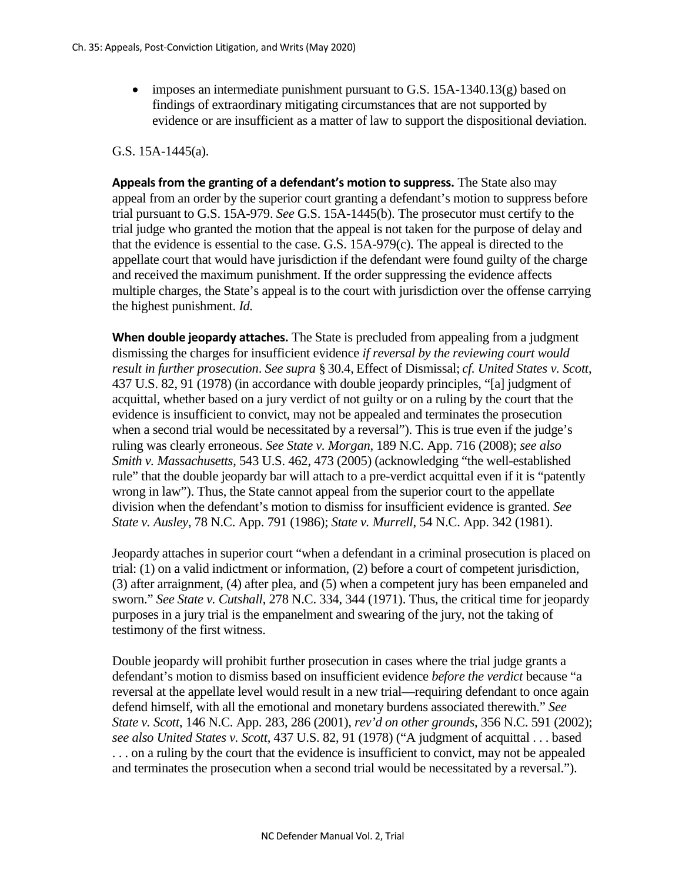- imposes an intermediate punishment pursuant to G.S. 15A-1340.13(g) based on findings of extraordinary mitigating circumstances that are not supported by evidence or are insufficient as a matter of law to support the dispositional deviation.

G.S. 15A-1445(a).

**Appeals from the granting of a defendant's motion to suppress.** The State also may appeal from an order by the superior court granting a defendant's motion to suppress before trial pursuant to G.S. 15A-979. *See* G.S. 15A-1445(b). The prosecutor must certify to the trial judge who granted the motion that the appeal is not taken for the purpose of delay and that the evidence is essential to the case. G.S. 15A-979(c). The appeal is directed to the appellate court that would have jurisdiction if the defendant were found guilty of the charge and received the maximum punishment. If the order suppressing the evidence affects multiple charges, the State's appeal is to the court with jurisdiction over the offense carrying the highest punishment. *Id.*

**When double jeopardy attaches.** The State is precluded from appealing from a judgment dismissing the charges for insufficient evidence *if reversal by the reviewing court would result in further prosecution*. *See supra* § 30.4, Effect of Dismissal; *cf. United States v. Scott*, 437 U.S. 82, 91 (1978) (in accordance with double jeopardy principles, "[a] judgment of acquittal, whether based on a jury verdict of not guilty or on a ruling by the court that the evidence is insufficient to convict, may not be appealed and terminates the prosecution when a second trial would be necessitated by a reversal"). This is true even if the judge's ruling was clearly erroneous. *See State v. Morgan*, 189 N.C. App. 716 (2008); *see also Smith v. Massachusetts*, 543 U.S. 462, 473 (2005) (acknowledging "the well-established rule" that the double jeopardy bar will attach to a pre-verdict acquittal even if it is "patently wrong in law"). Thus, the State cannot appeal from the superior court to the appellate division when the defendant's motion to dismiss for insufficient evidence is granted. *See State v. Ausley*, 78 N.C. App. 791 (1986); *State v. Murrell*, 54 N.C. App. 342 (1981).

Jeopardy attaches in superior court "when a defendant in a criminal prosecution is placed on trial: (1) on a valid indictment or information, (2) before a court of competent jurisdiction, (3) after arraignment, (4) after plea, and (5) when a competent jury has been empaneled and sworn." *See State v. Cutshall*, 278 N.C. 334, 344 (1971). Thus, the critical time for jeopardy purposes in a jury trial is the empanelment and swearing of the jury, not the taking of testimony of the first witness.

Double jeopardy will prohibit further prosecution in cases where the trial judge grants a defendant's motion to dismiss based on insufficient evidence *before the verdict* because "a reversal at the appellate level would result in a new trial—requiring defendant to once again defend himself, with all the emotional and monetary burdens associated therewith." *See State v. Scott*, 146 N.C. App. 283, 286 (2001), *rev'd on other grounds*, 356 N.C. 591 (2002); *see also United States v. Scott*, 437 U.S. 82, 91 (1978) ("A judgment of acquittal . . . based . . . on a ruling by the court that the evidence is insufficient to convict, may not be appealed and terminates the prosecution when a second trial would be necessitated by a reversal.").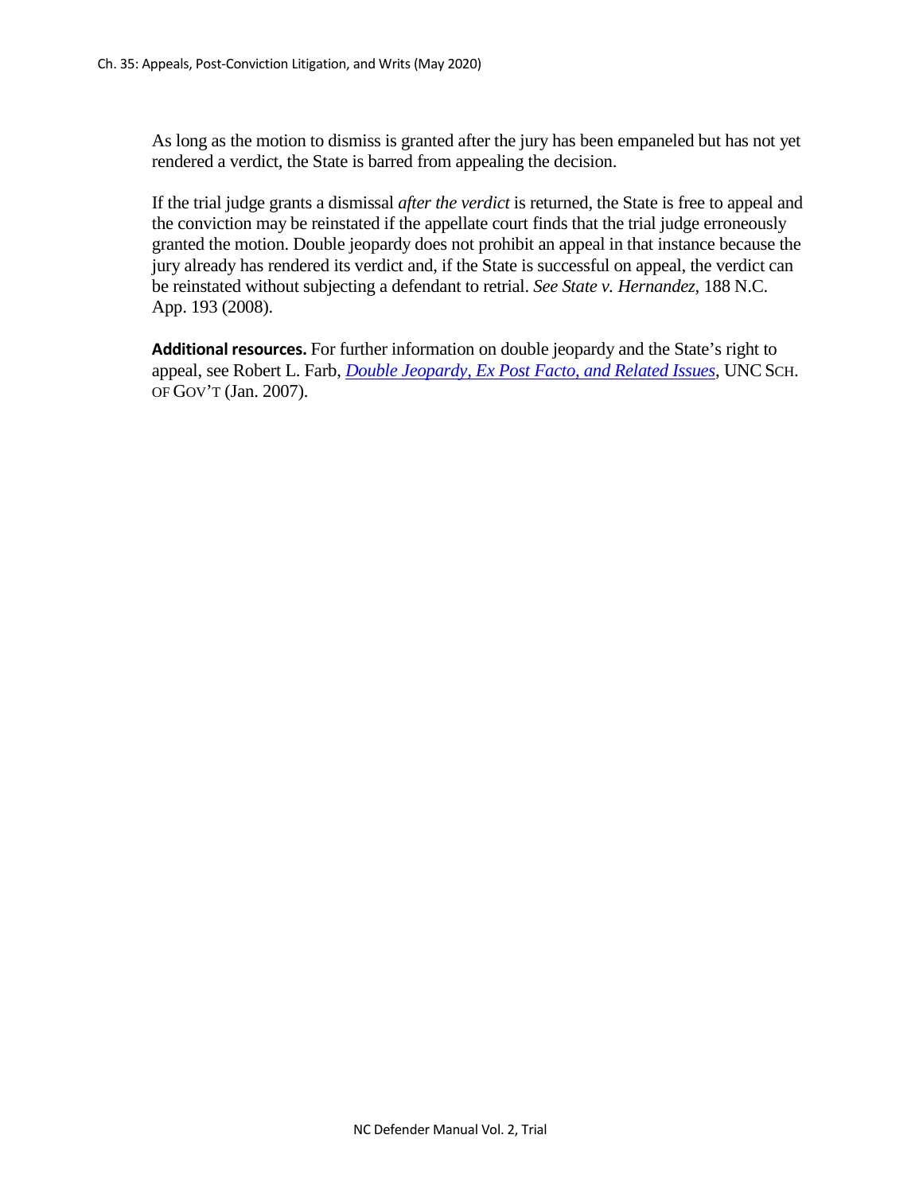As long as the motion to dismiss is granted after the jury has been empaneled but has not yet rendered a verdict, the State is barred from appealing the decision.

If the trial judge grants a dismissal *after the verdict* is returned, the State is free to appeal and the conviction may be reinstated if the appellate court finds that the trial judge erroneously granted the motion. Double jeopardy does not prohibit an appeal in that instance because the jury already has rendered its verdict and, if the State is successful on appeal, the verdict can be reinstated without subjecting a defendant to retrial. *See State v. Hernandez*, 188 N.C. App. 193 (2008).

**Additional resources.** For further information on double jeopardy and the State's right to appeal, see Robert L. Farb, *Double Jeopardy, Ex Post Facto, and Related Issues*, UNC SCH. OF GOV'T (Jan. 2007).